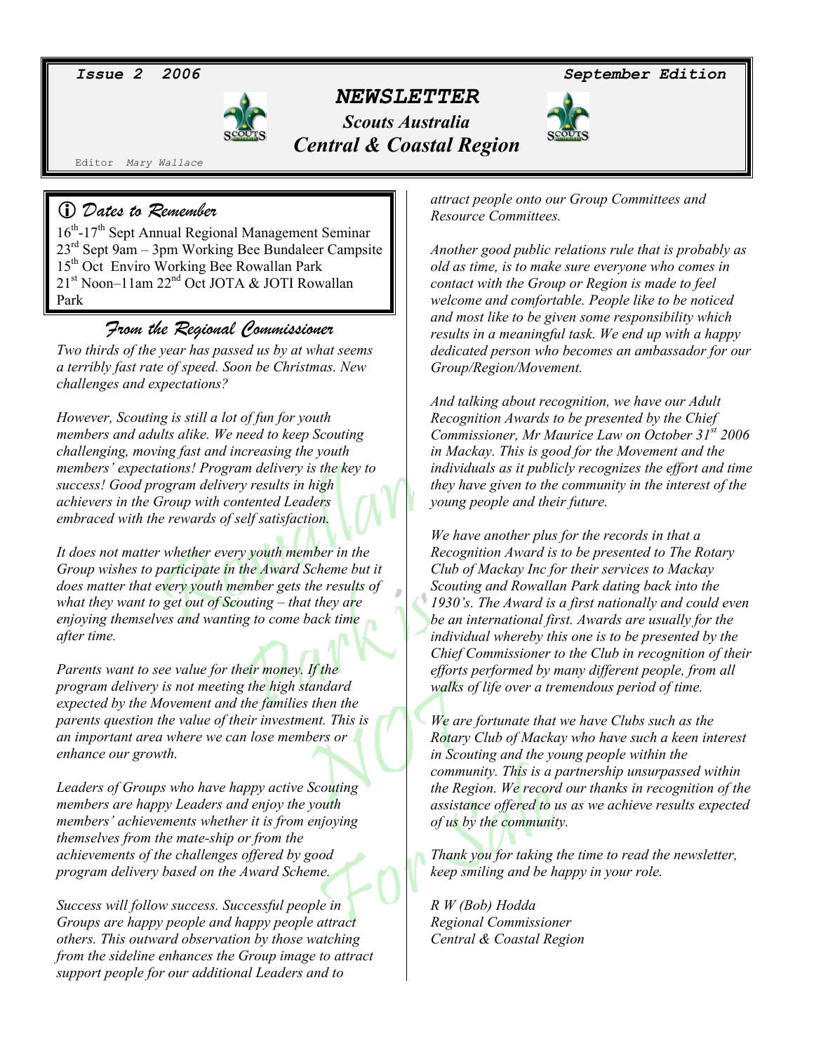Issue 2 2006 — September Edition

# NEWSLETTER

## Scouts Australia
## Central & Coastal Region

Editor Mary Wallace

### Dates to Remember

16th-17th Sept Annual Regional Management Seminar
23rd Sept 9am – 3pm Working Bee Bundaleer Campsite
15th Oct Enviro Working Bee Rowallan Park
21st Noon–11am 22nd Oct JOTA & JOTI Rowallan Park

### From the Regional Commissioner

*Two thirds of the year has passed us by at what seems a terribly fast rate of speed. Soon be Christmas. New challenges and expectations?*

*However, Scouting is still a lot of fun for youth members and adults alike. We need to keep Scouting challenging, moving fast and increasing the youth members' expectations! Program delivery is the key to success! Good program delivery results in high achievers in the Group with contented Leaders embraced with the rewards of self satisfaction.*

*It does not matter whether every youth member in the Group wishes to participate in the Award Scheme but it does matter that every youth member gets the results of what they want to get out of Scouting – that they are enjoying themselves and wanting to come back time after time.*

*Parents want to see value for their money. If the program delivery is not meeting the high standard expected by the Movement and the families then the parents question the value of their investment. This is an important area where we can lose members or enhance our growth.*

*Leaders of Groups who have happy active Scouting members are happy Leaders and enjoy the youth members' achievements whether it is from enjoying themselves from the mate-ship or from the achievements of the challenges offered by good program delivery based on the Award Scheme.*

*Success will follow success. Successful people in Groups are happy people and happy people attract others. This outward observation by those watching from the sideline enhances the Group image to attract support people for our additional Leaders and to attract people onto our Group Committees and Resource Committees.*

*Another good public relations rule that is probably as old as time, is to make sure everyone who comes in contact with the Group or Region is made to feel welcome and comfortable. People like to be noticed and most like to be given some responsibility which results in a meaningful task. We end up with a happy dedicated person who becomes an ambassador for our Group/Region/Movement.*

*And talking about recognition, we have our Adult Recognition Awards to be presented by the Chief Commissioner, Mr Maurice Law on October 31st 2006 in Mackay. This is good for the Movement and the individuals as it publicly recognizes the effort and time they have given to the community in the interest of the young people and their future.*

*We have another plus for the records in that a Recognition Award is to be presented to The Rotary Club of Mackay Inc for their services to Mackay Scouting and Rowallan Park dating back into the 1930's. The Award is a first nationally and could even be an international first. Awards are usually for the individual whereby this one is to be presented by the Chief Commissioner to the Club in recognition of their efforts performed by many different people, from all walks of life over a tremendous period of time.*

*We are fortunate that we have Clubs such as the Rotary Club of Mackay who have such a keen interest in Scouting and the young people within the community. This is a partnership unsurpassed within the Region. We record our thanks in recognition of the assistance offered to us as we achieve results expected of us by the community.*

*Thank you for taking the time to read the newsletter, keep smiling and be happy in your role.*

*R W (Bob) Hodda*
*Regional Commissioner*
*Central & Coastal Region*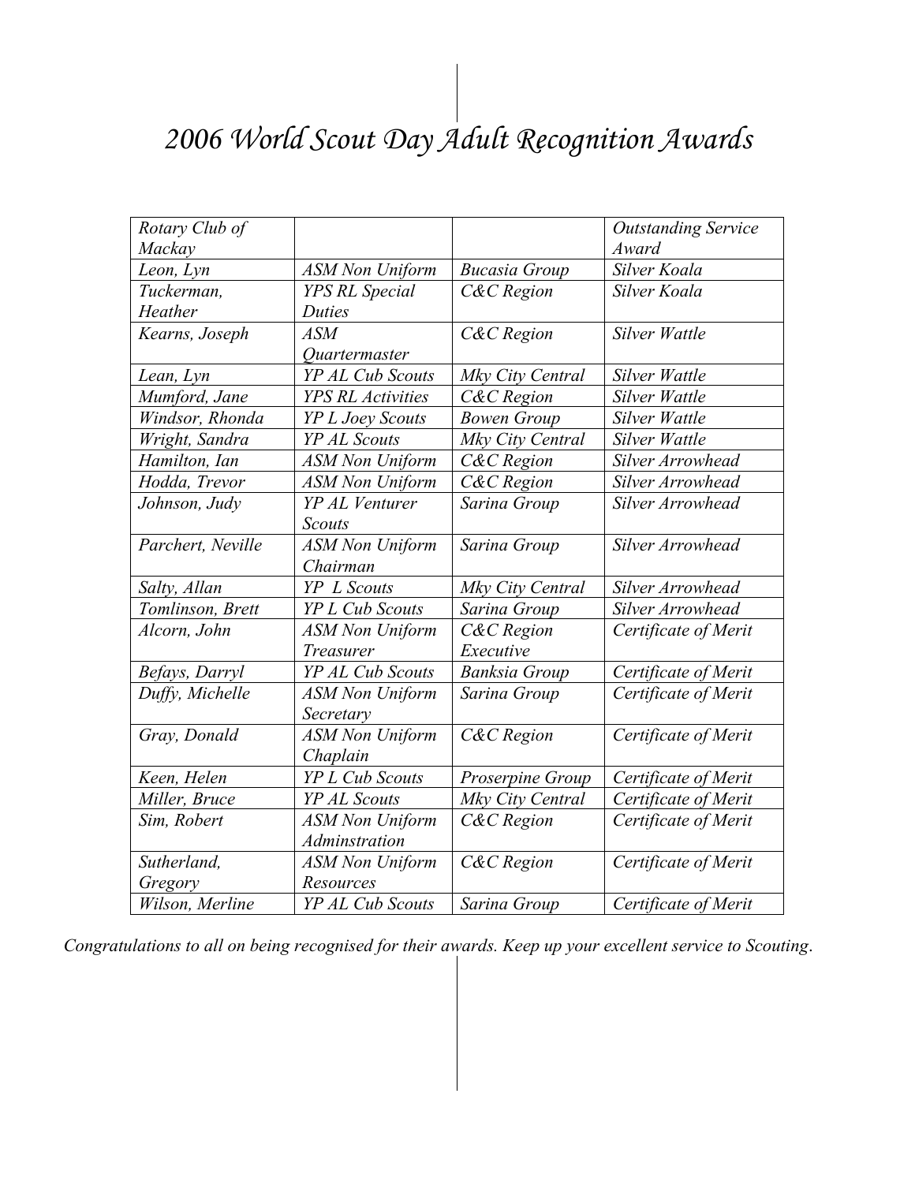# *2006 World Scout Day Adult Recognition Awards*

| *Rotary Club of Mackay* | | | *Outstanding Service Award* |
|---|---|---|---|
| *Leon, Lyn* | *ASM Non Uniform* | *Bucasia Group* | *Silver Koala* |
| *Tuckerman, Heather* | *YPS RL Special Duties* | *C&C Region* | *Silver Koala* |
| *Kearns, Joseph* | *ASM Quartermaster* | *C&C Region* | *Silver Wattle* |
| *Lean, Lyn* | *YP AL Cub Scouts* | *Mky City Central* | *Silver Wattle* |
| *Mumford, Jane* | *YPS RL Activities* | *C&C Region* | *Silver Wattle* |
| *Windsor, Rhonda* | *YP L Joey Scouts* | *Bowen Group* | *Silver Wattle* |
| *Wright, Sandra* | *YP AL Scouts* | *Mky City Central* | *Silver Wattle* |
| *Hamilton, Ian* | *ASM Non Uniform* | *C&C Region* | *Silver Arrowhead* |
| *Hodda, Trevor* | *ASM Non Uniform* | *C&C Region* | *Silver Arrowhead* |
| *Johnson, Judy* | *YP AL Venturer Scouts* | *Sarina Group* | *Silver Arrowhead* |
| *Parchert, Neville* | *ASM Non Uniform Chairman* | *Sarina Group* | *Silver Arrowhead* |
| *Salty, Allan* | *YP L Scouts* | *Mky City Central* | *Silver Arrowhead* |
| *Tomlinson, Brett* | *YP L Cub Scouts* | *Sarina Group* | *Silver Arrowhead* |
| *Alcorn, John* | *ASM Non Uniform Treasurer* | *C&C Region Executive* | *Certificate of Merit* |
| *Befays, Darryl* | *YP AL Cub Scouts* | *Banksia Group* | *Certificate of Merit* |
| *Duffy, Michelle* | *ASM Non Uniform Secretary* | *Sarina Group* | *Certificate of Merit* |
| *Gray, Donald* | *ASM Non Uniform Chaplain* | *C&C Region* | *Certificate of Merit* |
| *Keen, Helen* | *YP L Cub Scouts* | *Proserpine Group* | *Certificate of Merit* |
| *Miller, Bruce* | *YP AL Scouts* | *Mky City Central* | *Certificate of Merit* |
| *Sim, Robert* | *ASM Non Uniform Adminstration* | *C&C Region* | *Certificate of Merit* |
| *Sutherland, Gregory* | *ASM Non Uniform Resources* | *C&C Region* | *Certificate of Merit* |
| *Wilson, Merline* | *YP AL Cub Scouts* | *Sarina Group* | *Certificate of Merit* |

*Congratulations to all on being recognised for their awards. Keep up your excellent service to Scouting.*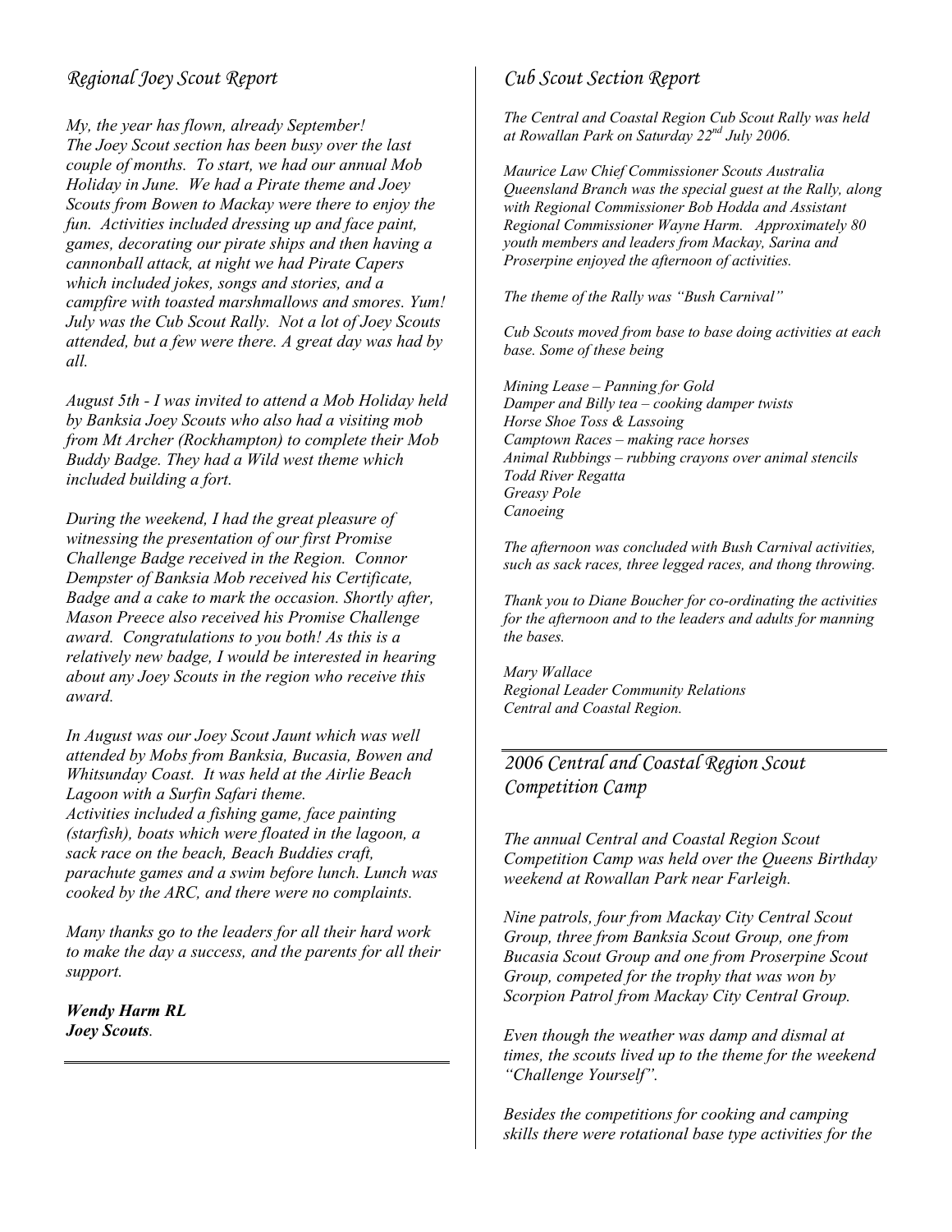## *Regional Joey Scout Report*

*My, the year has flown, already September! The Joey Scout section has been busy over the last couple of months. To start, we had our annual Mob Holiday in June. We had a Pirate theme and Joey Scouts from Bowen to Mackay were there to enjoy the fun. Activities included dressing up and face paint, games, decorating our pirate ships and then having a cannonball attack, at night we had Pirate Capers which included jokes, songs and stories, and a campfire with toasted marshmallows and smores. Yum! July was the Cub Scout Rally. Not a lot of Joey Scouts attended, but a few were there. A great day was had by all.*

*August 5th - I was invited to attend a Mob Holiday held by Banksia Joey Scouts who also had a visiting mob from Mt Archer (Rockhampton) to complete their Mob Buddy Badge. They had a Wild west theme which included building a fort.*

*During the weekend, I had the great pleasure of witnessing the presentation of our first Promise Challenge Badge received in the Region. Connor Dempster of Banksia Mob received his Certificate, Badge and a cake to mark the occasion. Shortly after, Mason Preece also received his Promise Challenge award. Congratulations to you both! As this is a relatively new badge, I would be interested in hearing about any Joey Scouts in the region who receive this award.*

*In August was our Joey Scout Jaunt which was well attended by Mobs from Banksia, Bucasia, Bowen and Whitsunday Coast. It was held at the Airlie Beach Lagoon with a Surfin Safari theme. Activities included a fishing game, face painting (starfish), boats which were floated in the lagoon, a sack race on the beach, Beach Buddies craft, parachute games and a swim before lunch. Lunch was cooked by the ARC, and there were no complaints.*

*Many thanks go to the leaders for all their hard work to make the day a success, and the parents for all their support.*

***Wendy Harm RL***
***Joey Scouts***.

## *Cub Scout Section Report*

*The Central and Coastal Region Cub Scout Rally was held at Rowallan Park on Saturday 22nd July 2006.*

*Maurice Law Chief Commissioner Scouts Australia Queensland Branch was the special guest at the Rally, along with Regional Commissioner Bob Hodda and Assistant Regional Commissioner Wayne Harm. Approximately 80 youth members and leaders from Mackay, Sarina and Proserpine enjoyed the afternoon of activities.*

*The theme of the Rally was "Bush Carnival"*

*Cub Scouts moved from base to base doing activities at each base. Some of these being*

*Mining Lease – Panning for Gold*
*Damper and Billy tea – cooking damper twists*
*Horse Shoe Toss & Lassoing*
*Camptown Races – making race horses*
*Animal Rubbings – rubbing crayons over animal stencils*
*Todd River Regatta*
*Greasy Pole*
*Canoeing*

*The afternoon was concluded with Bush Carnival activities, such as sack races, three legged races, and thong throwing.*

*Thank you to Diane Boucher for co-ordinating the activities for the afternoon and to the leaders and adults for manning the bases.*

*Mary Wallace*
*Regional Leader Community Relations*
*Central and Coastal Region.*

## *2006 Central and Coastal Region Scout Competition Camp*

*The annual Central and Coastal Region Scout Competition Camp was held over the Queens Birthday weekend at Rowallan Park near Farleigh.*

*Nine patrols, four from Mackay City Central Scout Group, three from Banksia Scout Group, one from Bucasia Scout Group and one from Proserpine Scout Group, competed for the trophy that was won by Scorpion Patrol from Mackay City Central Group.*

*Even though the weather was damp and dismal at times, the scouts lived up to the theme for the weekend "Challenge Yourself".*

*Besides the competitions for cooking and camping skills there were rotational base type activities for the*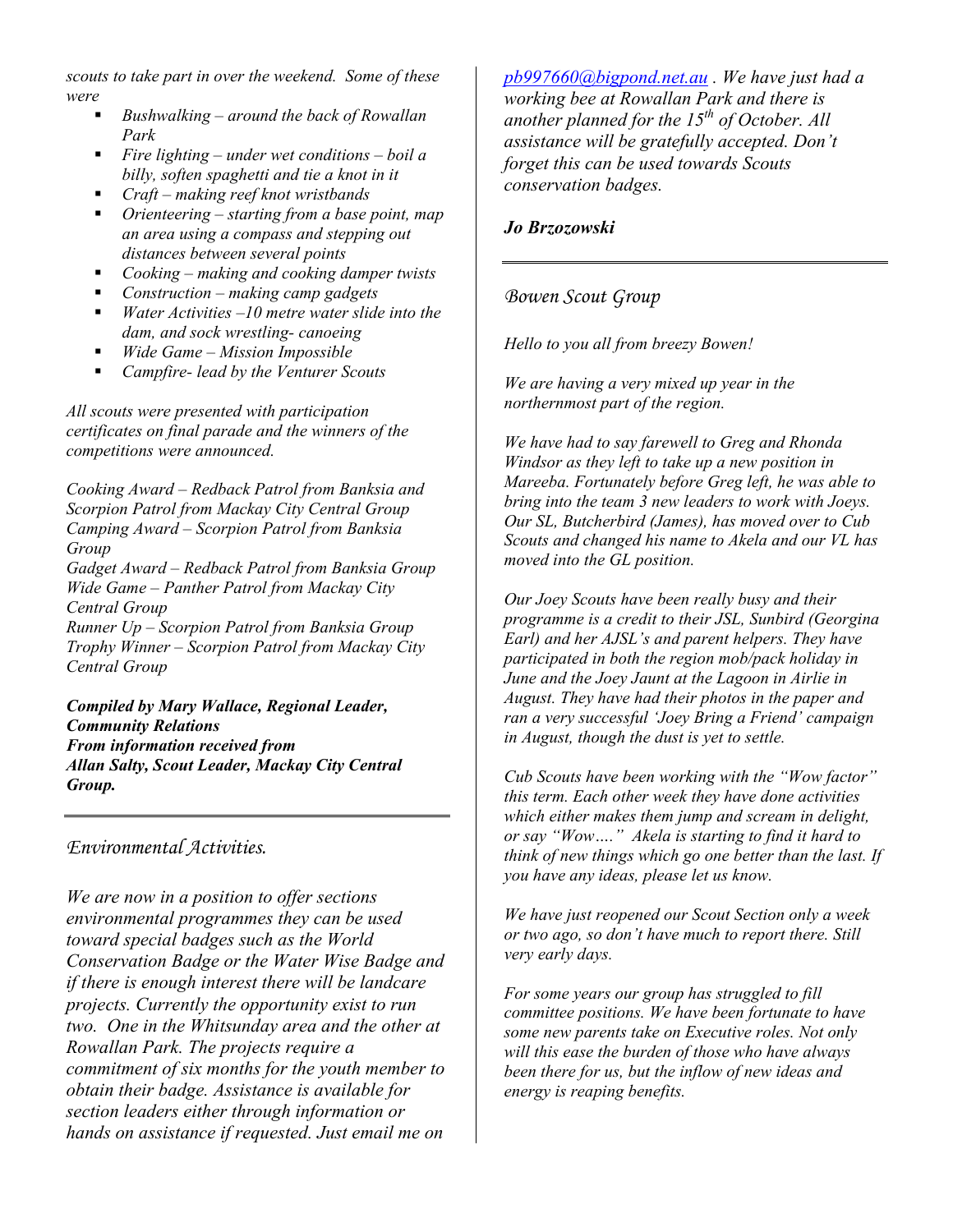*scouts to take part in over the weekend. Some of these were*

- *Bushwalking – around the back of Rowallan Park*
- *Fire lighting – under wet conditions – boil a billy, soften spaghetti and tie a knot in it*
- *Craft – making reef knot wristbands*
- *Orienteering – starting from a base point, map an area using a compass and stepping out distances between several points*
- *Cooking – making and cooking damper twists*
- *Construction – making camp gadgets*
- *Water Activities –10 metre water slide into the dam, and sock wrestling- canoeing*
- *Wide Game – Mission Impossible*
- *Campfire- lead by the Venturer Scouts*

*All scouts were presented with participation certificates on final parade and the winners of the competitions were announced.*

*Cooking Award – Redback Patrol from Banksia and Scorpion Patrol from Mackay City Central Group*
*Camping Award – Scorpion Patrol from Banksia Group*
*Gadget Award – Redback Patrol from Banksia Group*
*Wide Game – Panther Patrol from Mackay City Central Group*
*Runner Up – Scorpion Patrol from Banksia Group*
*Trophy Winner – Scorpion Patrol from Mackay City Central Group*

***Compiled by Mary Wallace, Regional Leader, Community Relations***
***From information received from***
***Allan Salty, Scout Leader, Mackay City Central Group.***

---

## *Environmental Activities.*

*We are now in a position to offer sections environmental programmes they can be used toward special badges such as the World Conservation Badge or the Water Wise Badge and if there is enough interest there will be landcare projects. Currently the opportunity exist to run two. One in the Whitsunday area and the other at Rowallan Park. The projects require a commitment of six months for the youth member to obtain their badge. Assistance is available for section leaders either through information or hands on assistance if requested. Just email me on pb997660@bigpond.net.au . We have just had a working bee at Rowallan Park and there is another planned for the 15th of October. All assistance will be gratefully accepted. Don't forget this can be used towards Scouts conservation badges.*

***Jo Brzozowski***

---

## *Bowen Scout Group*

*Hello to you all from breezy Bowen!*

*We are having a very mixed up year in the northernmost part of the region.*

*We have had to say farewell to Greg and Rhonda Windsor as they left to take up a new position in Mareeba. Fortunately before Greg left, he was able to bring into the team 3 new leaders to work with Joeys. Our SL, Butcherbird (James), has moved over to Cub Scouts and changed his name to Akela and our VL has moved into the GL position.*

*Our Joey Scouts have been really busy and their programme is a credit to their JSL, Sunbird (Georgina Earl) and her AJSL's and parent helpers. They have participated in both the region mob/pack holiday in June and the Joey Jaunt at the Lagoon in Airlie in August. They have had their photos in the paper and ran a very successful 'Joey Bring a Friend' campaign in August, though the dust is yet to settle.*

*Cub Scouts have been working with the "Wow factor" this term. Each other week they have done activities which either makes them jump and scream in delight, or say "Wow…." Akela is starting to find it hard to think of new things which go one better than the last. If you have any ideas, please let us know.*

*We have just reopened our Scout Section only a week or two ago, so don't have much to report there. Still very early days.*

*For some years our group has struggled to fill committee positions. We have been fortunate to have some new parents take on Executive roles. Not only will this ease the burden of those who have always been there for us, but the inflow of new ideas and energy is reaping benefits.*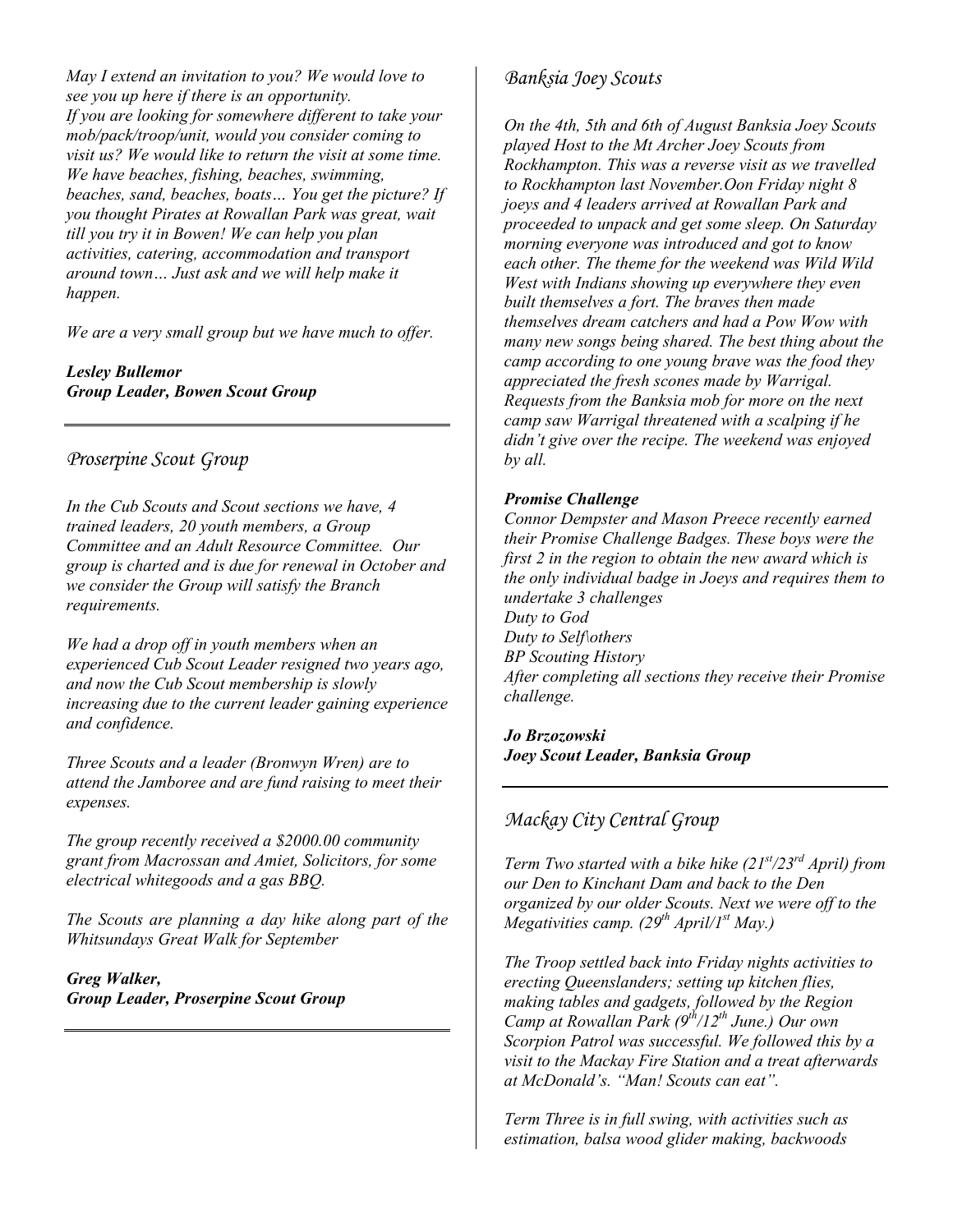*May I extend an invitation to you? We would love to see you up here if there is an opportunity.*
*If you are looking for somewhere different to take your mob/pack/troop/unit, would you consider coming to visit us? We would like to return the visit at some time. We have beaches, fishing, beaches, swimming, beaches, sand, beaches, boats… You get the picture? If you thought Pirates at Rowallan Park was great, wait till you try it in Bowen! We can help you plan activities, catering, accommodation and transport around town… Just ask and we will help make it happen.*

*We are a very small group but we have much to offer.*

***Lesley Bullemor***
***Group Leader, Bowen Scout Group***

## Proserpine Scout Group

*In the Cub Scouts and Scout sections we have, 4 trained leaders, 20 youth members, a Group Committee and an Adult Resource Committee. Our group is charted and is due for renewal in October and we consider the Group will satisfy the Branch requirements.*

*We had a drop off in youth members when an experienced Cub Scout Leader resigned two years ago, and now the Cub Scout membership is slowly increasing due to the current leader gaining experience and confidence.*

*Three Scouts and a leader (Bronwyn Wren) are to attend the Jamboree and are fund raising to meet their expenses.*

*The group recently received a $2000.00 community grant from Macrossan and Amiet, Solicitors, for some electrical whitegoods and a gas BBQ.*

*The Scouts are planning a day hike along part of the Whitsundays Great Walk for September*

***Greg Walker,***
***Group Leader, Proserpine Scout Group***

## Banksia Joey Scouts

*On the 4th, 5th and 6th of August Banksia Joey Scouts played Host to the Mt Archer Joey Scouts from Rockhampton. This was a reverse visit as we travelled to Rockhampton last November.Oon Friday night 8 joeys and 4 leaders arrived at Rowallan Park and proceeded to unpack and get some sleep. On Saturday morning everyone was introduced and got to know each other. The theme for the weekend was Wild Wild West with Indians showing up everywhere they even built themselves a fort. The braves then made themselves dream catchers and had a Pow Wow with many new songs being shared. The best thing about the camp according to one young brave was the food they appreciated the fresh scones made by Warrigal. Requests from the Banksia mob for more on the next camp saw Warrigal threatened with a scalping if he didn't give over the recipe. The weekend was enjoyed by all.*

***Promise Challenge***
*Connor Dempster and Mason Preece recently earned their Promise Challenge Badges. These boys were the first 2 in the region to obtain the new award which is the only individual badge in Joeys and requires them to undertake 3 challenges*
*Duty to God*
*Duty to Self\others*
*BP Scouting History*
*After completing all sections they receive their Promise challenge.*

***Jo Brzozowski***
***Joey Scout Leader, Banksia Group***

## Mackay City Central Group

*Term Two started with a bike hike (21st/23rd April) from our Den to Kinchant Dam and back to the Den organized by our older Scouts. Next we were off to the Megativities camp. (29th April/1st May.)*

*The Troop settled back into Friday nights activities to erecting Queenslanders; setting up kitchen flies, making tables and gadgets, followed by the Region Camp at Rowallan Park (9th/12th June.) Our own Scorpion Patrol was successful. We followed this by a visit to the Mackay Fire Station and a treat afterwards at McDonald's. "Man! Scouts can eat".*

*Term Three is in full swing, with activities such as estimation, balsa wood glider making, backwoods*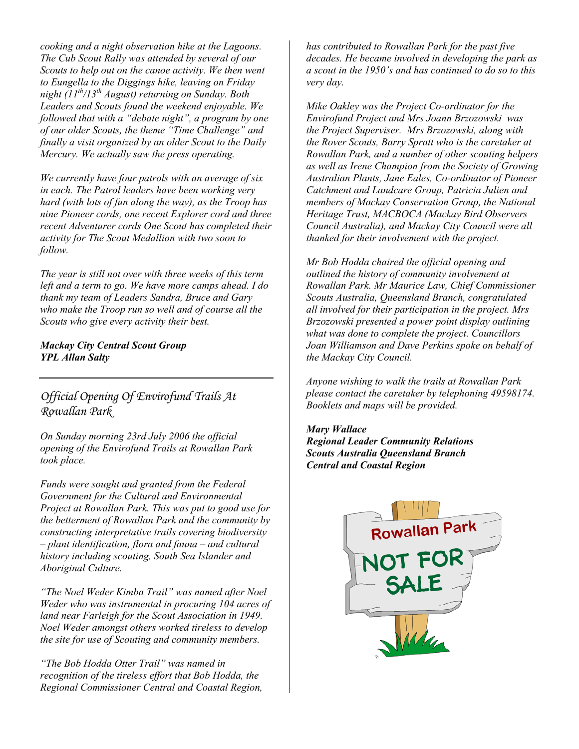*cooking and a night observation hike at the Lagoons. The Cub Scout Rally was attended by several of our Scouts to help out on the canoe activity. We then went to Eungella to the Diggings hike, leaving on Friday night (11th/13th August) returning on Sunday. Both Leaders and Scouts found the weekend enjoyable. We followed that with a "debate night", a program by one of our older Scouts, the theme "Time Challenge" and finally a visit organized by an older Scout to the Daily Mercury. We actually saw the press operating.*

*We currently have four patrols with an average of six in each. The Patrol leaders have been working very hard (with lots of fun along the way), as the Troop has nine Pioneer cords, one recent Explorer cord and three recent Adventurer cords One Scout has completed their activity for The Scout Medallion with two soon to follow.*

*The year is still not over with three weeks of this term left and a term to go. We have more camps ahead. I do thank my team of Leaders Sandra, Bruce and Gary who make the Troop run so well and of course all the Scouts who give every activity their best.*

***Mackay City Central Scout Group***
***YPL Allan Salty***

---

## Official Opening Of Envirofund Trails At Rowallan Park

*On Sunday morning 23rd July 2006 the official opening of the Envirofund Trails at Rowallan Park took place.*

*Funds were sought and granted from the Federal Government for the Cultural and Environmental Project at Rowallan Park. This was put to good use for the betterment of Rowallan Park and the community by constructing interpretative trails covering biodiversity – plant identification, flora and fauna – and cultural history including scouting, South Sea Islander and Aboriginal Culture.*

*"The Noel Weder Kimba Trail" was named after Noel Weder who was instrumental in procuring 104 acres of land near Farleigh for the Scout Association in 1949. Noel Weder amongst others worked tireless to develop the site for use of Scouting and community members.*

*"The Bob Hodda Otter Trail" was named in recognition of the tireless effort that Bob Hodda, the Regional Commissioner Central and Coastal Region, has contributed to Rowallan Park for the past five decades. He became involved in developing the park as a scout in the 1950's and has continued to do so to this very day.*

*Mike Oakley was the Project Co-ordinator for the Envirofund Project and Mrs Joann Brzozowski was the Project Superviser. Mrs Brzozowski, along with the Rover Scouts, Barry Spratt who is the caretaker at Rowallan Park, and a number of other scouting helpers as well as Irene Champion from the Society of Growing Australian Plants, Jane Eales, Co-ordinator of Pioneer Catchment and Landcare Group, Patricia Julien and members of Mackay Conservation Group, the National Heritage Trust, MACBOCA (Mackay Bird Observers Council Australia), and Mackay City Council were all thanked for their involvement with the project.*

*Mr Bob Hodda chaired the official opening and outlined the history of community involvement at Rowallan Park. Mr Maurice Law, Chief Commissioner Scouts Australia, Queensland Branch, congratulated all involved for their participation in the project. Mrs Brzozowski presented a power point display outlining what was done to complete the project. Councillors Joan Williamson and Dave Perkins spoke on behalf of the Mackay City Council.*

*Anyone wishing to walk the trails at Rowallan Park please contact the caretaker by telephoning 49598174. Booklets and maps will be provided.*

***Mary Wallace***
***Regional Leader Community Relations***
***Scouts Australia Queensland Branch***
***Central and Coastal Region***

Rowallan Park
NOT FOR SALE